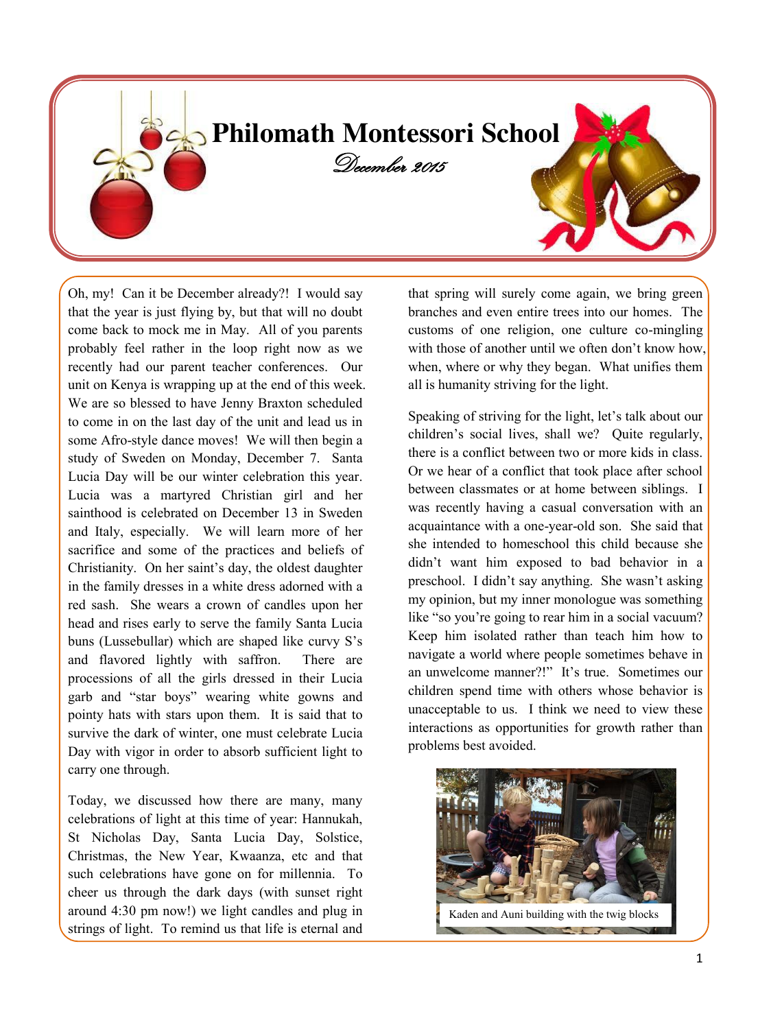# Philomath Montessori School

*December 2015*

Oh, my! Can it be December already?! I would say that the year is just flying by, but that will no doubt come back to mock me in May. All of you parents probably feel rather in the loop right now as we recently had our parent teacher conferences. Our unit on Kenya is wrapping up at the end of this week. We are so blessed to have Jenny Braxton scheduled to come in on the last day of the unit and lead us in some Afro-style dance moves! We will then begin a study of Sweden on Monday, December 7. Santa Lucia Day will be our winter celebration this year. Lucia was a martyred Christian girl and her sainthood is celebrated on December 13 in Sweden and Italy, especially. We will learn more of her sacrifice and some of the practices and beliefs of Christianity. On her saint's day, the oldest daughter in the family dresses in a white dress adorned with a red sash. She wears a crown of candles upon her head and rises early to serve the family Santa Lucia buns (Lussebullar) which are shaped like curvy S's and flavored lightly with saffron. There are processions of all the girls dressed in their Lucia garb and "star boys" wearing white gowns and pointy hats with stars upon them. It is said that to survive the dark of winter, one must celebrate Lucia Day with vigor in order to absorb sufficient light to carry one through.

Today, we discussed how there are many, many celebrations of light at this time of year: Hannukah, St Nicholas Day, Santa Lucia Day, Solstice, Christmas, the New Year, Kwaanza, etc and that such celebrations have gone on for millennia. To cheer us through the dark days (with sunset right around 4:30 pm now!) we light candles and plug in strings of light. To remind us that life is eternal and that spring will surely come again, we bring green branches and even entire trees into our homes. The customs of one religion, one culture co-mingling with those of another until we often don't know how, when, where or why they began. What unifies them all is humanity striving for the light.

Speaking of striving for the light, let's talk about our children's social lives, shall we? Quite regularly, there is a conflict between two or more kids in class. Or we hear of a conflict that took place after school between classmates or at home between siblings. I was recently having a casual conversation with an acquaintance with a one-year-old son. She said that she intended to homeschool this child because she didn't want him exposed to bad behavior in a preschool. I didn't say anything. She wasn't asking my opinion, but my inner monologue was something like "so you're going to rear him in a social vacuum? Keep him isolated rather than teach him how to navigate a world where people sometimes behave in an unwelcome manner?!" It's true. Sometimes our children spend time with others whose behavior is unacceptable to us. I think we need to view these interactions as opportunities for growth rather than problems best avoided.

Kaden and Auni building with the twig blocks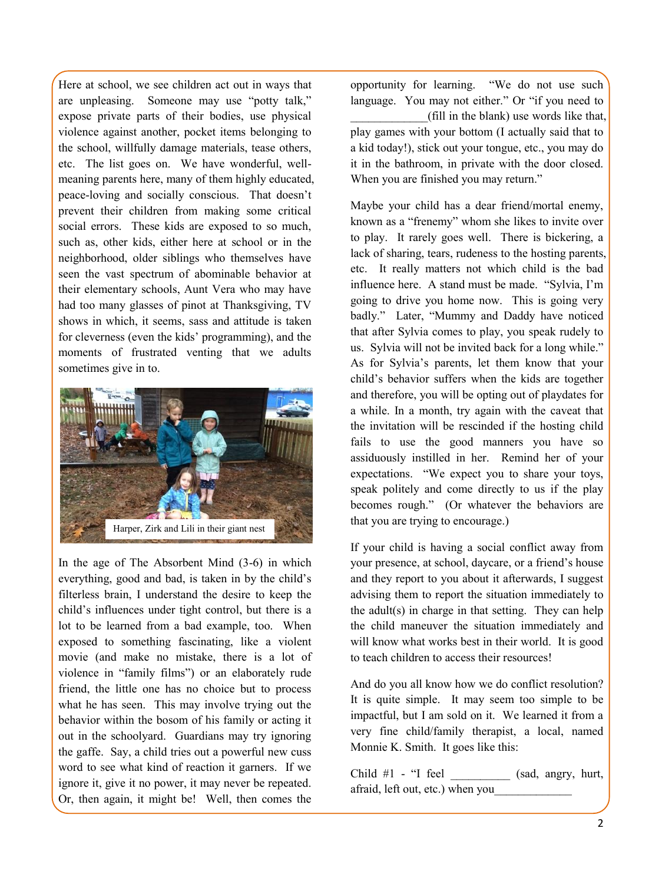Here at school, we see children act out in ways that are unpleasing. Someone may use "potty talk," expose private parts of their bodies, use physical violence against another, pocket items belonging to the school, willfully damage materials, tease others, etc. The list goes on. We have wonderful, well-meaning parents here, many of them highly educated, peace-loving and socially conscious. That doesn't prevent their children from making some critical social errors. These kids are exposed to so much, such as, other kids, either here at school or in the neighborhood, older siblings who themselves have seen the vast spectrum of abominable behavior at their elementary schools, Aunt Vera who may have had too many glasses of pinot at Thanksgiving, TV shows in which, it seems, sass and attitude is taken for cleverness (even the kids' programming), and the moments of frustrated venting that we adults sometimes give in to.

Harper, Zirk and Lili in their giant nest

In the age of The Absorbent Mind (3-6) in which everything, good and bad, is taken in by the child's filterless brain, I understand the desire to keep the child's influences under tight control, but there is a lot to be learned from a bad example, too. When exposed to something fascinating, like a violent movie (and make no mistake, there is a lot of violence in "family films") or an elaborately rude friend, the little one has no choice but to process what he has seen. This may involve trying out the behavior within the bosom of his family or acting it out in the schoolyard. Guardians may try ignoring the gaffe. Say, a child tries out a powerful new cuss word to see what kind of reaction it garners. If we ignore it, give it no power, it may never be repeated. Or, then again, it might be! Well, then comes the opportunity for learning. "We do not use such language. You may not either." Or "if you need to _____________(fill in the blank) use words like that, play games with your bottom (I actually said that to a kid today!), stick out your tongue, etc., you may do it in the bathroom, in private with the door closed. When you are finished you may return."

Maybe your child has a dear friend/mortal enemy, known as a "frenemy" whom she likes to invite over to play. It rarely goes well. There is bickering, a lack of sharing, tears, rudeness to the hosting parents, etc. It really matters not which child is the bad influence here. A stand must be made. "Sylvia, I'm going to drive you home now. This is going very badly." Later, "Mummy and Daddy have noticed that after Sylvia comes to play, you speak rudely to us. Sylvia will not be invited back for a long while." As for Sylvia's parents, let them know that your child's behavior suffers when the kids are together and therefore, you will be opting out of playdates for a while. In a month, try again with the caveat that the invitation will be rescinded if the hosting child fails to use the good manners you have so assiduously instilled in her. Remind her of your expectations. "We expect you to share your toys, speak politely and come directly to us if the play becomes rough." (Or whatever the behaviors are that you are trying to encourage.)

If your child is having a social conflict away from your presence, at school, daycare, or a friend's house and they report to you about it afterwards, I suggest advising them to report the situation immediately to the adult(s) in charge in that setting. They can help the child maneuver the situation immediately and will know what works best in their world. It is good to teach children to access their resources!

And do you all know how we do conflict resolution? It is quite simple. It may seem too simple to be impactful, but I am sold on it. We learned it from a very fine child/family therapist, a local, named Monnie K. Smith. It goes like this:

Child #1 - "I feel __________ (sad, angry, hurt, afraid, left out, etc.) when you_____________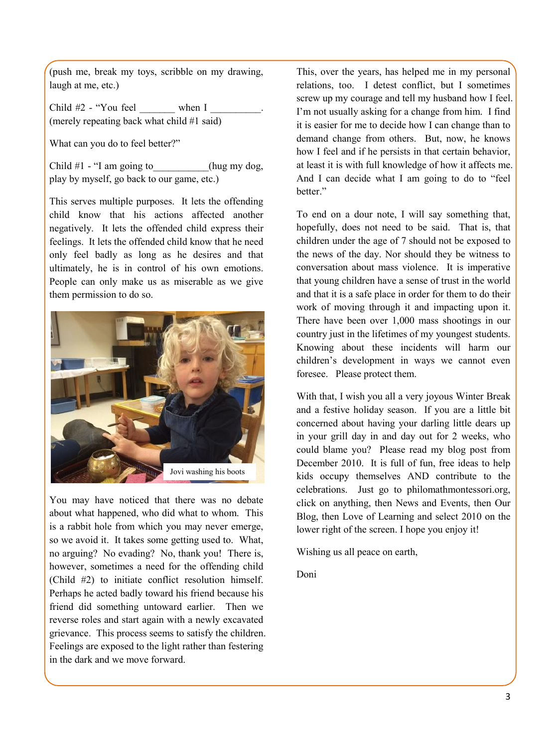(push me, break my toys, scribble on my drawing, laugh at me, etc.)

Child #2 - "You feel _______ when I __________. (merely repeating back what child #1 said)

What can you do to feel better?"

Child #1 - "I am going to___________(hug my dog, play by myself, go back to our game, etc.)

This serves multiple purposes. It lets the offending child know that his actions affected another negatively. It lets the offended child express their feelings. It lets the offended child know that he need only feel badly as long as he desires and that ultimately, he is in control of his own emotions. People can only make us as miserable as we give them permission to do so.

Jovi washing his boots

You may have noticed that there was no debate about what happened, who did what to whom. This is a rabbit hole from which you may never emerge, so we avoid it. It takes some getting used to. What, no arguing? No evading? No, thank you! There is, however, sometimes a need for the offending child (Child #2) to initiate conflict resolution himself. Perhaps he acted badly toward his friend because his friend did something untoward earlier. Then we reverse roles and start again with a newly excavated grievance. This process seems to satisfy the children. Feelings are exposed to the light rather than festering in the dark and we move forward.

This, over the years, has helped me in my personal relations, too. I detest conflict, but I sometimes screw up my courage and tell my husband how I feel. I'm not usually asking for a change from him. I find it is easier for me to decide how I can change than to demand change from others. But, now, he knows how I feel and if he persists in that certain behavior, at least it is with full knowledge of how it affects me. And I can decide what I am going to do to "feel better."

To end on a dour note, I will say something that, hopefully, does not need to be said. That is, that children under the age of 7 should not be exposed to the news of the day. Nor should they be witness to conversation about mass violence. It is imperative that young children have a sense of trust in the world and that it is a safe place in order for them to do their work of moving through it and impacting upon it. There have been over 1,000 mass shootings in our country just in the lifetimes of my youngest students. Knowing about these incidents will harm our children's development in ways we cannot even foresee. Please protect them.

With that, I wish you all a very joyous Winter Break and a festive holiday season. If you are a little bit concerned about having your darling little dears up in your grill day in and day out for 2 weeks, who could blame you? Please read my blog post from December 2010. It is full of fun, free ideas to help kids occupy themselves AND contribute to the celebrations. Just go to philomathmontessori.org, click on anything, then News and Events, then Our Blog, then Love of Learning and select 2010 on the lower right of the screen. I hope you enjoy it!

Wishing us all peace on earth,

Doni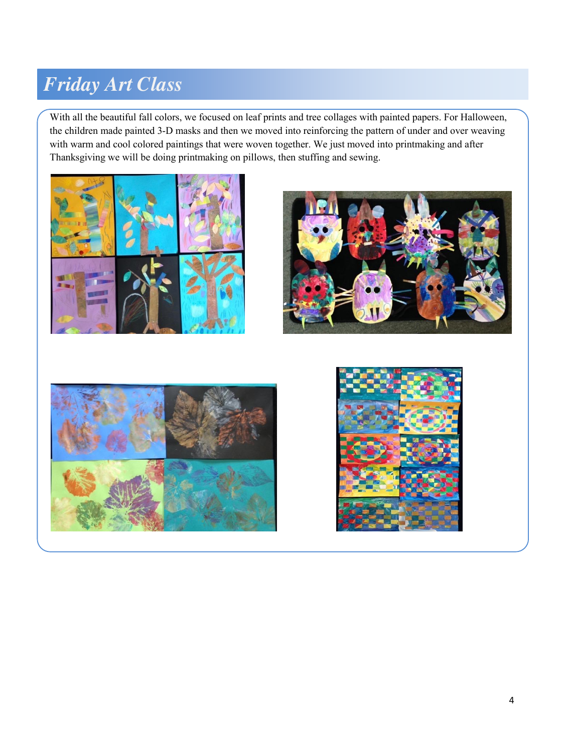# *Friday Art Class*

With all the beautiful fall colors, we focused on leaf prints and tree collages with painted papers. For Halloween, the children made painted 3-D masks and then we moved into reinforcing the pattern of under and over weaving with warm and cool colored paintings that were woven together. We just moved into printmaking and after Thanksgiving we will be doing printmaking on pillows, then stuffing and sewing.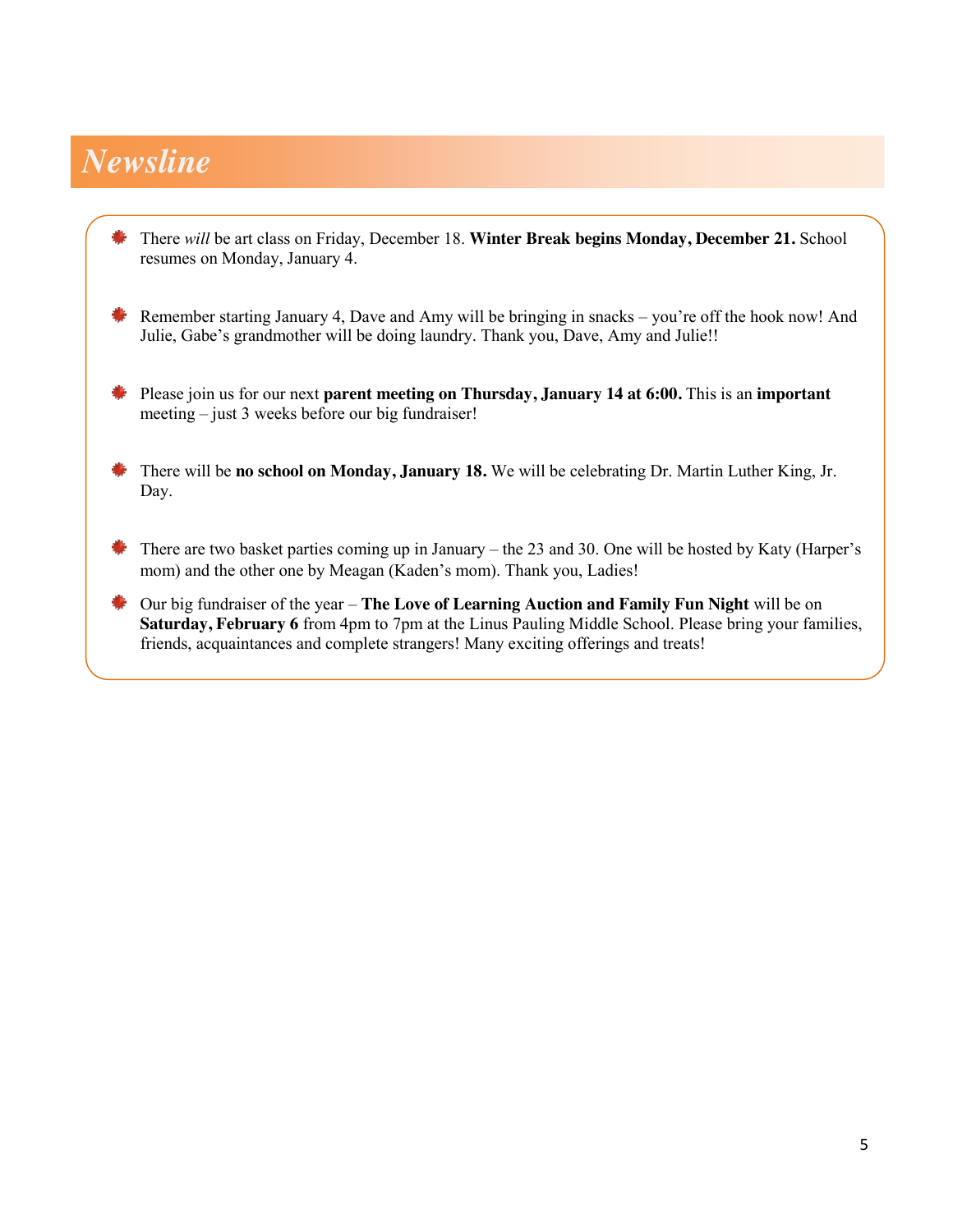# Newsline

- There *will* be art class on Friday, December 18. **Winter Break begins Monday, December 21.** School resumes on Monday, January 4.

- Remember starting January 4, Dave and Amy will be bringing in snacks – you're off the hook now! And Julie, Gabe's grandmother will be doing laundry. Thank you, Dave, Amy and Julie!!

- Please join us for our next **parent meeting on Thursday, January 14 at 6:00.** This is an **important** meeting – just 3 weeks before our big fundraiser!

- There will be **no school on Monday, January 18.** We will be celebrating Dr. Martin Luther King, Jr. Day.

- There are two basket parties coming up in January – the 23 and 30. One will be hosted by Katy (Harper's mom) and the other one by Meagan (Kaden's mom). Thank you, Ladies!

- Our big fundraiser of the year – **The Love of Learning Auction and Family Fun Night** will be on **Saturday, February 6** from 4pm to 7pm at the Linus Pauling Middle School. Please bring your families, friends, acquaintances and complete strangers! Many exciting offerings and treats!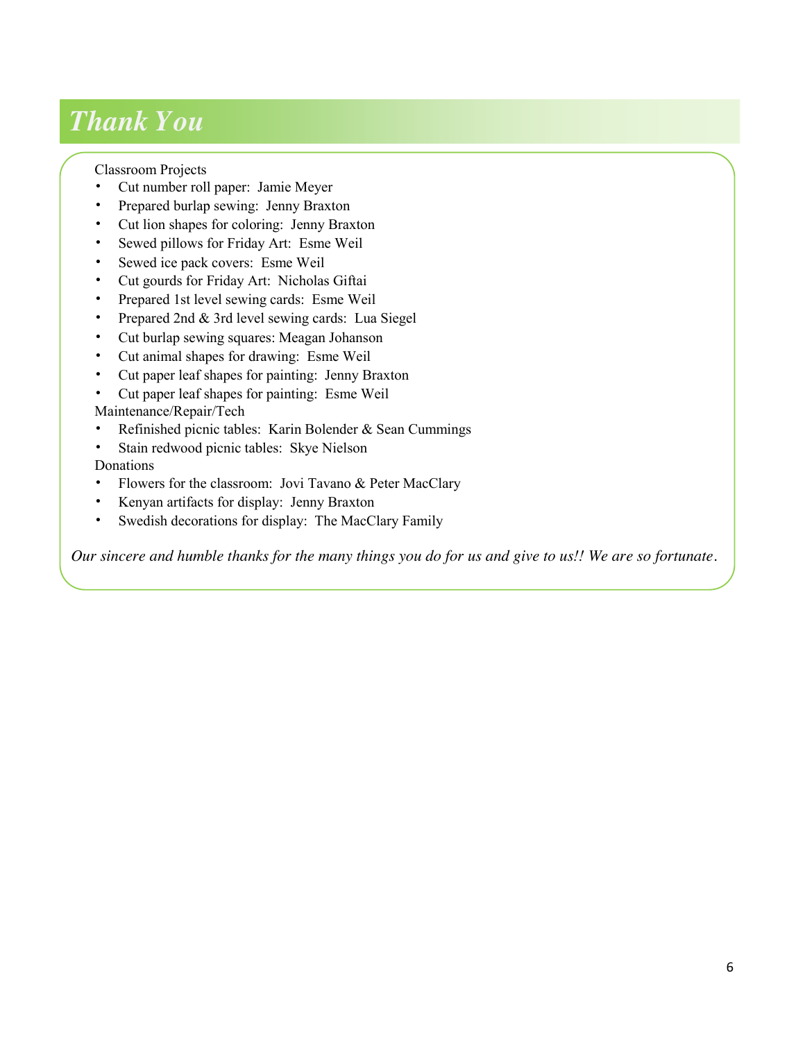# *Thank You*

Classroom Projects

- Cut number roll paper: Jamie Meyer
- Prepared burlap sewing: Jenny Braxton
- Cut lion shapes for coloring: Jenny Braxton
- Sewed pillows for Friday Art: Esme Weil
- Sewed ice pack covers: Esme Weil
- Cut gourds for Friday Art: Nicholas Giftai
- Prepared 1st level sewing cards: Esme Weil
- Prepared 2nd & 3rd level sewing cards: Lua Siegel
- Cut burlap sewing squares: Meagan Johanson
- Cut animal shapes for drawing: Esme Weil
- Cut paper leaf shapes for painting: Jenny Braxton
- Cut paper leaf shapes for painting: Esme Weil

Maintenance/Repair/Tech

- Refinished picnic tables: Karin Bolender & Sean Cummings
- Stain redwood picnic tables: Skye Nielson

Donations

- Flowers for the classroom: Jovi Tavano & Peter MacClary
- Kenyan artifacts for display: Jenny Braxton
- Swedish decorations for display: The MacClary Family

*Our sincere and humble thanks for the many things you do for us and give to us!! We are so fortunate.*